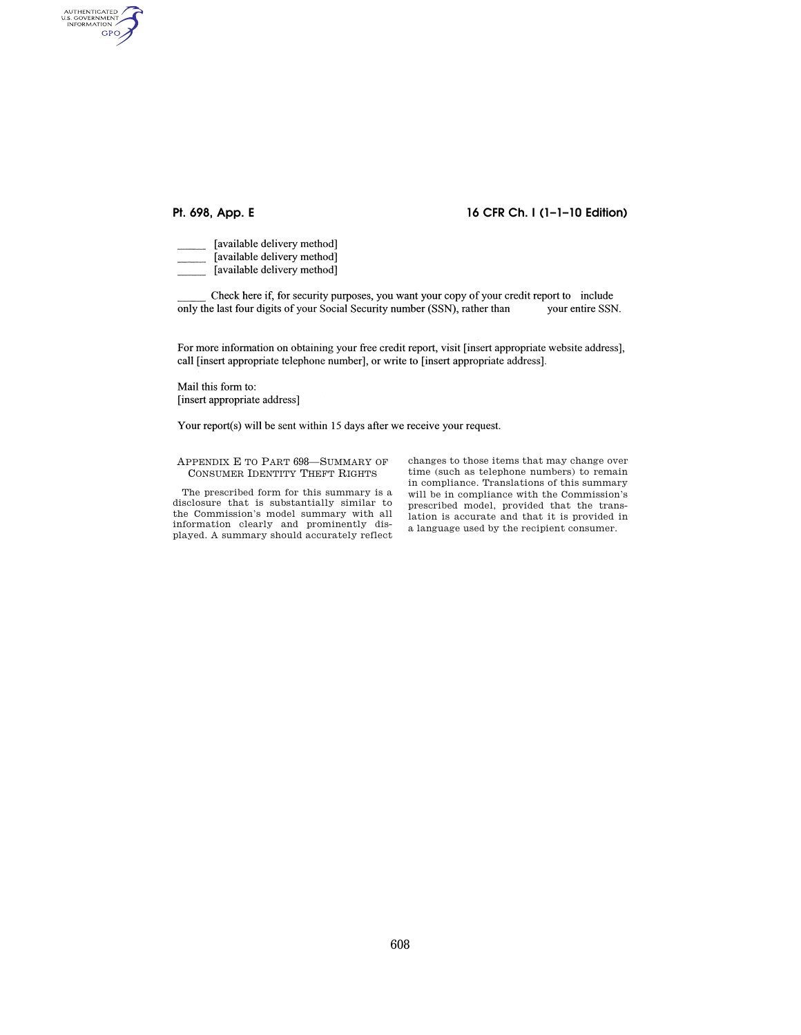_____ [available delivery method]
_____ [available delivery method]
_____ [available delivery method]

_____ Check here if, for security purposes, you want your copy of your credit report to include only the last four digits of your Social Security number (SSN), rather than your entire SSN.

For more information on obtaining your free credit report, visit [insert appropriate website address], call [insert appropriate telephone number], or write to [insert appropriate address].

Mail this form to:
[insert appropriate address]

Your report(s) will be sent within 15 days after we receive your request.

## APPENDIX E TO PART 698—SUMMARY OF CONSUMER IDENTITY THEFT RIGHTS

The prescribed form for this summary is a disclosure that is substantially similar to the Commission's model summary with all information clearly and prominently displayed. A summary should accurately reflect changes to those items that may change over time (such as telephone numbers) to remain in compliance. Translations of this summary will be in compliance with the Commission's prescribed model, provided that the translation is accurate and that it is provided in a language used by the recipient consumer.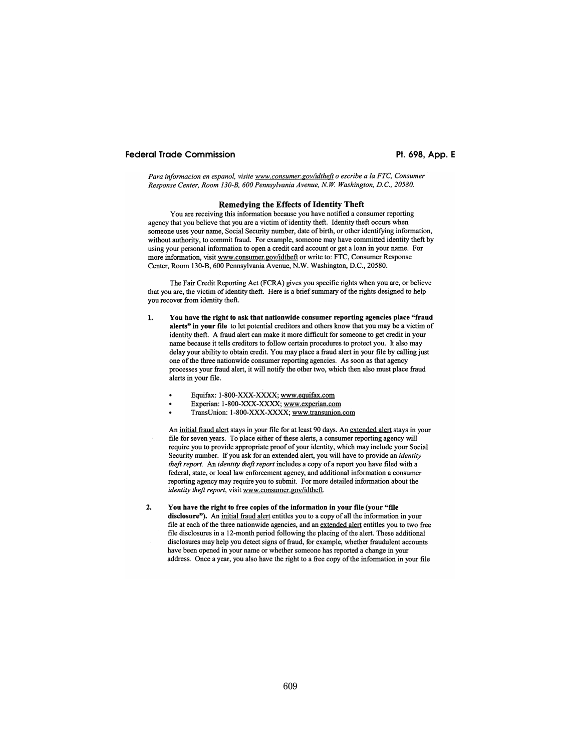*Para informacion en espanol, visite www.consumer.gov/idtheft o escribe a la FTC, Consumer Response Center, Room 130-B, 600 Pennsylvania Avenue, N.W. Washington, D.C., 20580.*

## Remedying the Effects of Identity Theft

You are receiving this information because you have notified a consumer reporting agency that you believe that you are a victim of identity theft. Identity theft occurs when someone uses your name, Social Security number, date of birth, or other identifying information, without authority, to commit fraud. For example, someone may have committed identity theft by using your personal information to open a credit card account or get a loan in your name. For more information, visit www.consumer.gov/idtheft or write to: FTC, Consumer Response Center, Room 130-B, 600 Pennsylvania Avenue, N.W. Washington, D.C., 20580.

The Fair Credit Reporting Act (FCRA) gives you specific rights when you are, or believe that you are, the victim of identity theft. Here is a brief summary of the rights designed to help you recover from identity theft.

1. **You have the right to ask that nationwide consumer reporting agencies place "fraud alerts" in your file** to let potential creditors and others know that you may be a victim of identity theft. A fraud alert can make it more difficult for someone to get credit in your name because it tells creditors to follow certain procedures to protect you. It also may delay your ability to obtain credit. You may place a fraud alert in your file by calling just one of the three nationwide consumer reporting agencies. As soon as that agency processes your fraud alert, it will notify the other two, which then also must place fraud alerts in your file.

   - Equifax: 1-800-XXX-XXXX; www.equifax.com
   - Experian: 1-800-XXX-XXXX; www.experian.com
   - TransUnion: 1-800-XXX-XXXX; www.transunion.com

   An initial fraud alert stays in your file for at least 90 days. An extended alert stays in your file for seven years. To place either of these alerts, a consumer reporting agency will require you to provide appropriate proof of your identity, which may include your Social Security number. If you ask for an extended alert, you will have to provide an *identity theft report*. An *identity theft report* includes a copy of a report you have filed with a federal, state, or local law enforcement agency, and additional information a consumer reporting agency may require you to submit. For more detailed information about the *identity theft report*, visit www.consumer.gov/idtheft.

2. **You have the right to free copies of the information in your file (your "file disclosure").** An initial fraud alert entitles you to a copy of all the information in your file at each of the three nationwide agencies, and an extended alert entitles you to two free file disclosures in a 12-month period following the placing of the alert. These additional disclosures may help you detect signs of fraud, for example, whether fraudulent accounts have been opened in your name or whether someone has reported a change in your address. Once a year, you also have the right to a free copy of the information in your file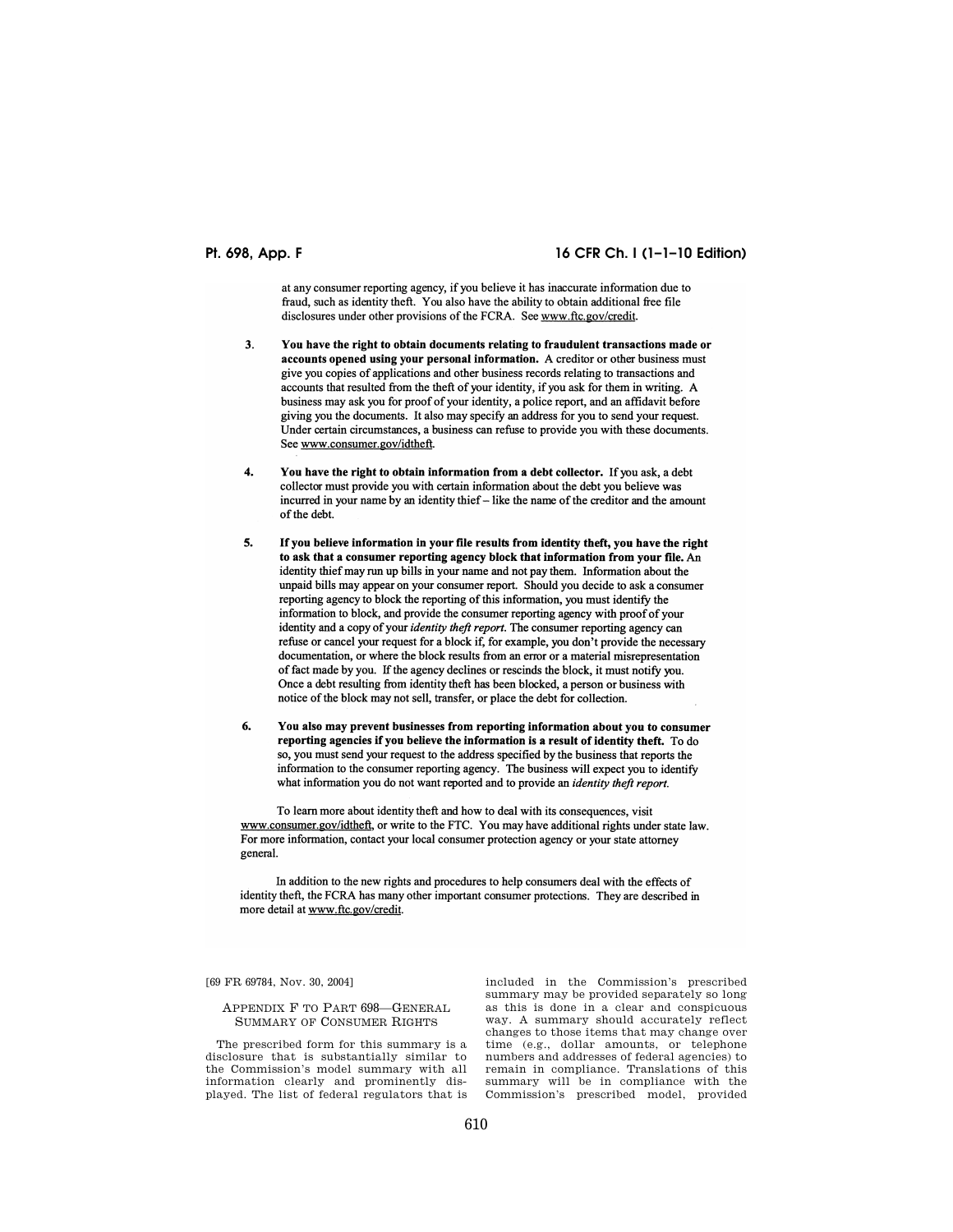at any consumer reporting agency, if you believe it has inaccurate information due to fraud, such as identity theft. You also have the ability to obtain additional free file disclosures under other provisions of the FCRA. See www.ftc.gov/credit.

3. **You have the right to obtain documents relating to fraudulent transactions made or accounts opened using your personal information.** A creditor or other business must give you copies of applications and other business records relating to transactions and accounts that resulted from the theft of your identity, if you ask for them in writing. A business may ask you for proof of your identity, a police report, and an affidavit before giving you the documents. It also may specify an address for you to send your request. Under certain circumstances, a business can refuse to provide you with these documents. See www.consumer.gov/idtheft.

4. **You have the right to obtain information from a debt collector.** If you ask, a debt collector must provide you with certain information about the debt you believe was incurred in your name by an identity thief – like the name of the creditor and the amount of the debt.

5. **If you believe information in your file results from identity theft, you have the right to ask that a consumer reporting agency block that information from your file.** An identity thief may run up bills in your name and not pay them. Information about the unpaid bills may appear on your consumer report. Should you decide to ask a consumer reporting agency to block the reporting of this information, you must identify the information to block, and provide the consumer reporting agency with proof of your identity and a copy of your *identity theft report*. The consumer reporting agency can refuse or cancel your request for a block if, for example, you don't provide the necessary documentation, or where the block results from an error or a material misrepresentation of fact made by you. If the agency declines or rescinds the block, it must notify you. Once a debt resulting from identity theft has been blocked, a person or business with notice of the block may not sell, transfer, or place the debt for collection.

6. **You also may prevent businesses from reporting information about you to consumer reporting agencies if you believe the information is a result of identity theft.** To do so, you must send your request to the address specified by the business that reports the information to the consumer reporting agency. The business will expect you to identify what information you do not want reported and to provide an *identity theft report*.

To learn more about identity theft and how to deal with its consequences, visit www.consumer.gov/idtheft, or write to the FTC. You may have additional rights under state law. For more information, contact your local consumer protection agency or your state attorney general.

In addition to the new rights and procedures to help consumers deal with the effects of identity theft, the FCRA has many other important consumer protections. They are described in more detail at www.ftc.gov/credit.

[69 FR 69784, Nov. 30, 2004]

## APPENDIX F TO PART 698—GENERAL SUMMARY OF CONSUMER RIGHTS

The prescribed form for this summary is a disclosure that is substantially similar to the Commission's model summary with all information clearly and prominently displayed. The list of federal regulators that is included in the Commission's prescribed summary may be provided separately so long as this is done in a clear and conspicuous way. A summary should accurately reflect changes to those items that may change over time (e.g., dollar amounts, or telephone numbers and addresses of federal agencies) to remain in compliance. Translations of this summary will be in compliance with the Commission's prescribed model, provided